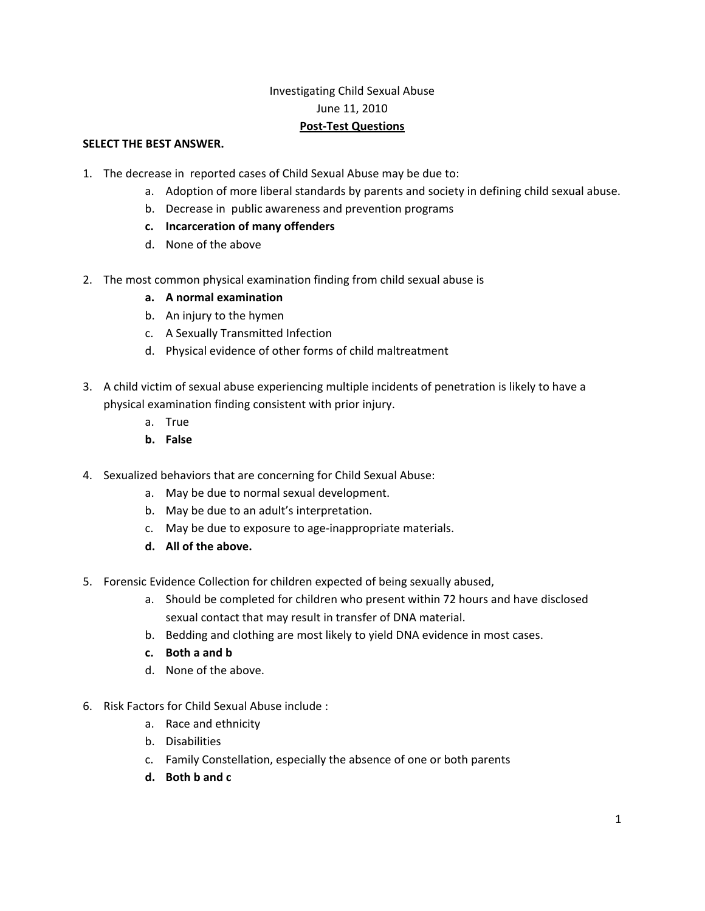Investigating Child Sexual Abuse

June 11, 2010

**Post-Test Questions**

**SELECT THE BEST ANSWER.**

1. The decrease in reported cases of Child Sexual Abuse may be due to:
    - a. Adoption of more liberal standards by parents and society in defining child sexual abuse.
    - b. Decrease in public awareness and prevention programs
    - **c. Incarceration of many offenders**
    - d. None of the above

2. The most common physical examination finding from child sexual abuse is
    - **a. A normal examination**
    - b. An injury to the hymen
    - c. A Sexually Transmitted Infection
    - d. Physical evidence of other forms of child maltreatment

3. A child victim of sexual abuse experiencing multiple incidents of penetration is likely to have a physical examination finding consistent with prior injury.
    - a. True
    - **b. False**

4. Sexualized behaviors that are concerning for Child Sexual Abuse:
    - a. May be due to normal sexual development.
    - b. May be due to an adult's interpretation.
    - c. May be due to exposure to age-inappropriate materials.
    - **d. All of the above.**

5. Forensic Evidence Collection for children expected of being sexually abused,
    - a. Should be completed for children who present within 72 hours and have disclosed sexual contact that may result in transfer of DNA material.
    - b. Bedding and clothing are most likely to yield DNA evidence in most cases.
    - **c. Both a and b**
    - d. None of the above.

6. Risk Factors for Child Sexual Abuse include :
    - a. Race and ethnicity
    - b. Disabilities
    - c. Family Constellation, especially the absence of one or both parents
    - **d. Both b and c**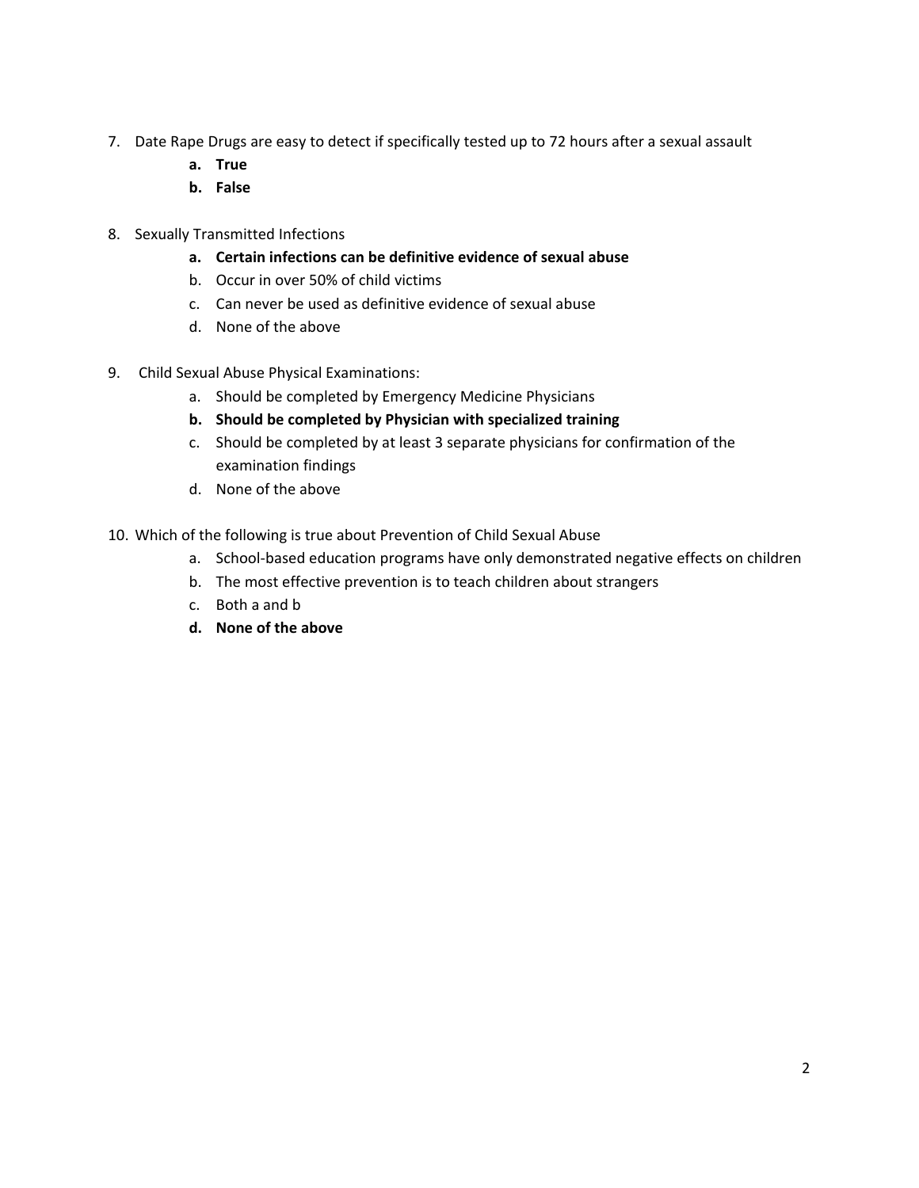7. Date Rape Drugs are easy to detect if specifically tested up to 72 hours after a sexual assault
    - **a. True**
    - **b. False**

8. Sexually Transmitted Infections
    - **a. Certain infections can be definitive evidence of sexual abuse**
    - b. Occur in over 50% of child victims
    - c. Can never be used as definitive evidence of sexual abuse
    - d. None of the above

9. Child Sexual Abuse Physical Examinations:
    - a. Should be completed by Emergency Medicine Physicians
    - **b. Should be completed by Physician with specialized training**
    - c. Should be completed by at least 3 separate physicians for confirmation of the examination findings
    - d. None of the above

10. Which of the following is true about Prevention of Child Sexual Abuse
    - a. School-based education programs have only demonstrated negative effects on children
    - b. The most effective prevention is to teach children about strangers
    - c. Both a and b
    - **d. None of the above**